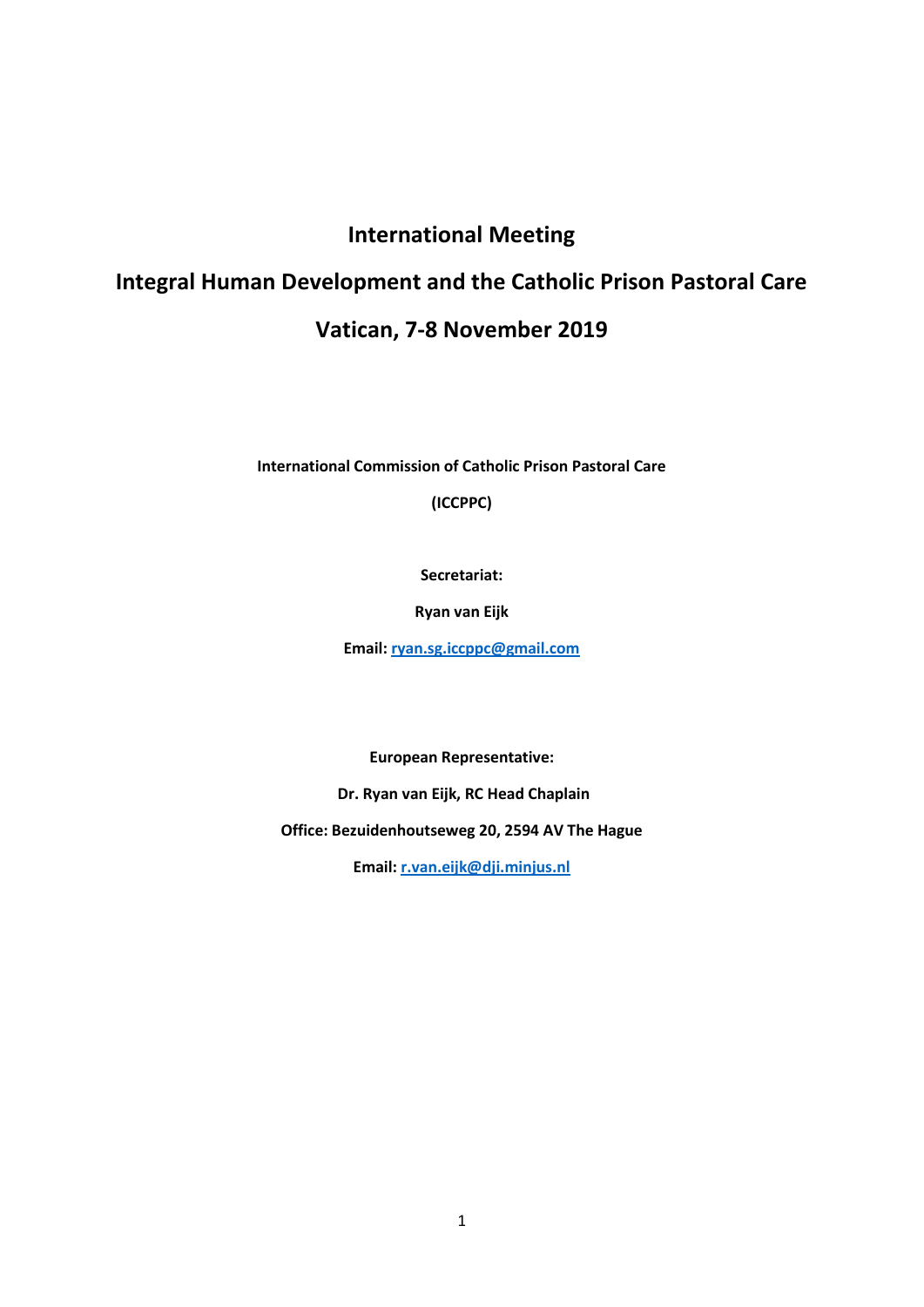# International Meeting

# Integral Human Development and the Catholic Prison Pastoral Care

# Vatican, 7-8 November 2019

**International Commission of Catholic Prison Pastoral Care**

**(ICCPPC)**

**Secretariat:**

**Ryan van Eijk**

**Email: ryan.sg.iccppc@gmail.com**

**European Representative:**

**Dr. Ryan van Eijk, RC Head Chaplain**

**Office: Bezuidenhoutseweg 20, 2594 AV The Hague**

**Email: r.van.eijk@dji.minjus.nl**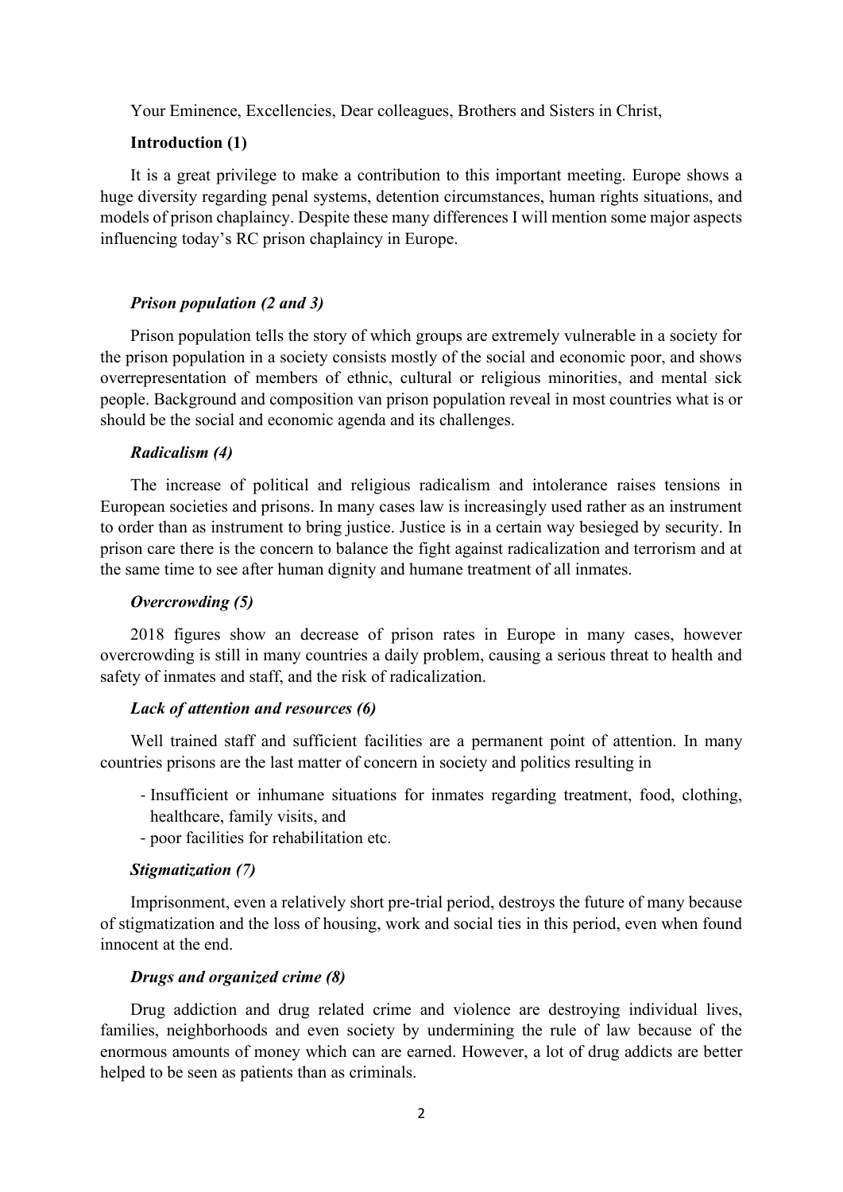Your Eminence, Excellencies, Dear colleagues, Brothers and Sisters in Christ,

**Introduction (1)**

It is a great privilege to make a contribution to this important meeting. Europe shows a huge diversity regarding penal systems, detention circumstances, human rights situations, and models of prison chaplaincy. Despite these many differences I will mention some major aspects influencing today's RC prison chaplaincy in Europe.

***Prison population (2 and 3)***

Prison population tells the story of which groups are extremely vulnerable in a society for the prison population in a society consists mostly of the social and economic poor, and shows overrepresentation of members of ethnic, cultural or religious minorities, and mental sick people. Background and composition van prison population reveal in most countries what is or should be the social and economic agenda and its challenges.

***Radicalism (4)***

The increase of political and religious radicalism and intolerance raises tensions in European societies and prisons. In many cases law is increasingly used rather as an instrument to order than as instrument to bring justice. Justice is in a certain way besieged by security. In prison care there is the concern to balance the fight against radicalization and terrorism and at the same time to see after human dignity and humane treatment of all inmates.

***Overcrowding (5)***

2018 figures show an decrease of prison rates in Europe in many cases, however overcrowding is still in many countries a daily problem, causing a serious threat to health and safety of inmates and staff, and the risk of radicalization.

***Lack of attention and resources (6)***

Well trained staff and sufficient facilities are a permanent point of attention. In many countries prisons are the last matter of concern in society and politics resulting in

- Insufficient or inhumane situations for inmates regarding treatment, food, clothing, healthcare, family visits, and
- poor facilities for rehabilitation etc.

***Stigmatization (7)***

Imprisonment, even a relatively short pre-trial period, destroys the future of many because of stigmatization and the loss of housing, work and social ties in this period, even when found innocent at the end.

***Drugs and organized crime (8)***

Drug addiction and drug related crime and violence are destroying individual lives, families, neighborhoods and even society by undermining the rule of law because of the enormous amounts of money which can are earned. However, a lot of drug addicts are better helped to be seen as patients than as criminals.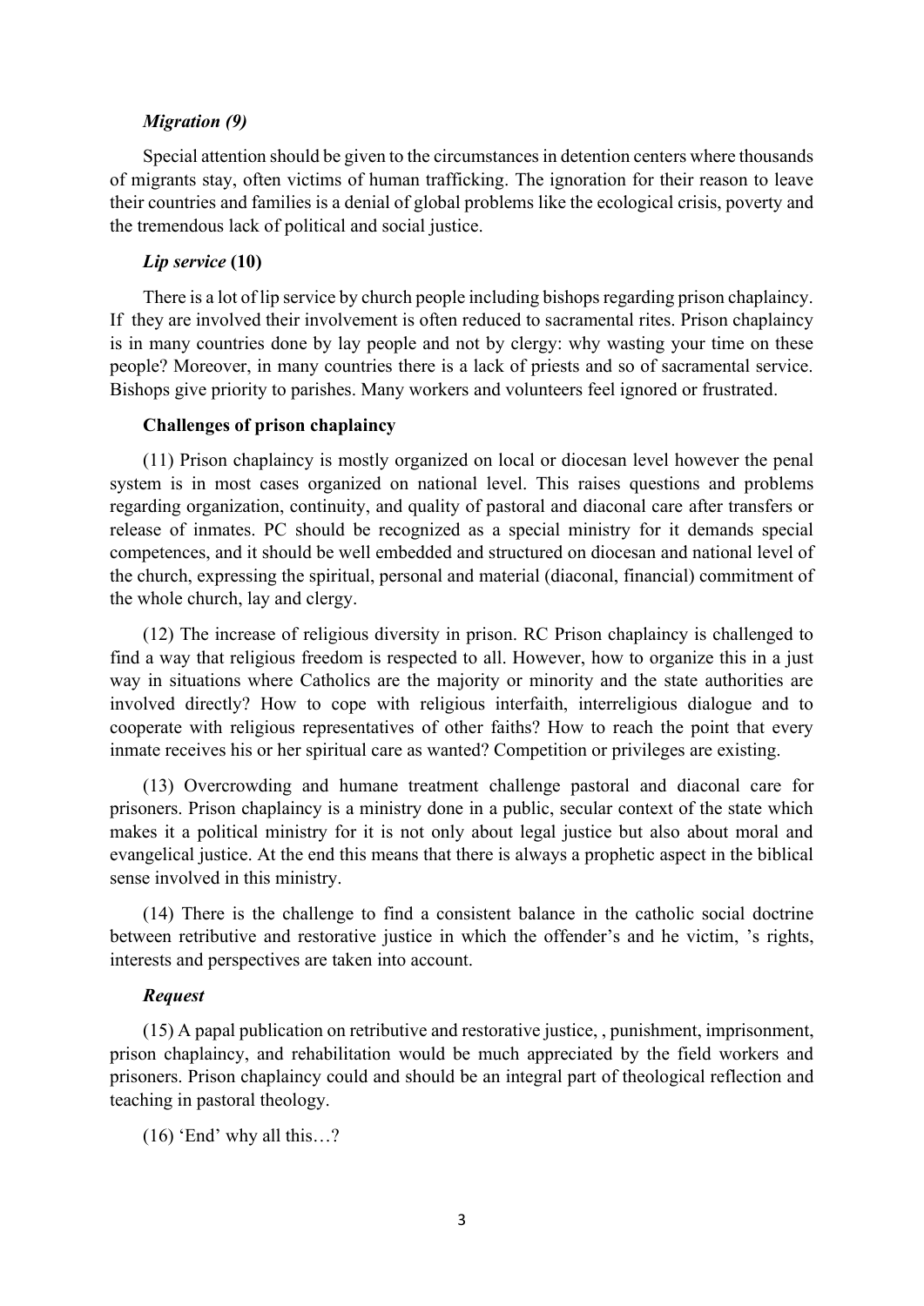***Migration (9)***

Special attention should be given to the circumstances in detention centers where thousands of migrants stay, often victims of human trafficking. The ignoration for their reason to leave their countries and families is a denial of global problems like the ecological crisis, poverty and the tremendous lack of political and social justice.

***Lip service* (10)**

There is a lot of lip service by church people including bishops regarding prison chaplaincy. If they are involved their involvement is often reduced to sacramental rites. Prison chaplaincy is in many countries done by lay people and not by clergy: why wasting your time on these people? Moreover, in many countries there is a lack of priests and so of sacramental service. Bishops give priority to parishes. Many workers and volunteers feel ignored or frustrated.

**Challenges of prison chaplaincy**

(11) Prison chaplaincy is mostly organized on local or diocesan level however the penal system is in most cases organized on national level. This raises questions and problems regarding organization, continuity, and quality of pastoral and diaconal care after transfers or release of inmates. PC should be recognized as a special ministry for it demands special competences, and it should be well embedded and structured on diocesan and national level of the church, expressing the spiritual, personal and material (diaconal, financial) commitment of the whole church, lay and clergy.

(12) The increase of religious diversity in prison. RC Prison chaplaincy is challenged to find a way that religious freedom is respected to all. However, how to organize this in a just way in situations where Catholics are the majority or minority and the state authorities are involved directly? How to cope with religious interfaith, interreligious dialogue and to cooperate with religious representatives of other faiths? How to reach the point that every inmate receives his or her spiritual care as wanted? Competition or privileges are existing.

(13) Overcrowding and humane treatment challenge pastoral and diaconal care for prisoners. Prison chaplaincy is a ministry done in a public, secular context of the state which makes it a political ministry for it is not only about legal justice but also about moral and evangelical justice. At the end this means that there is always a prophetic aspect in the biblical sense involved in this ministry.

(14) There is the challenge to find a consistent balance in the catholic social doctrine between retributive and restorative justice in which the offender's and he victim, 's rights, interests and perspectives are taken into account.

***Request***

(15) A papal publication on retributive and restorative justice, , punishment, imprisonment, prison chaplaincy, and rehabilitation would be much appreciated by the field workers and prisoners. Prison chaplaincy could and should be an integral part of theological reflection and teaching in pastoral theology.

(16) 'End' why all this…?